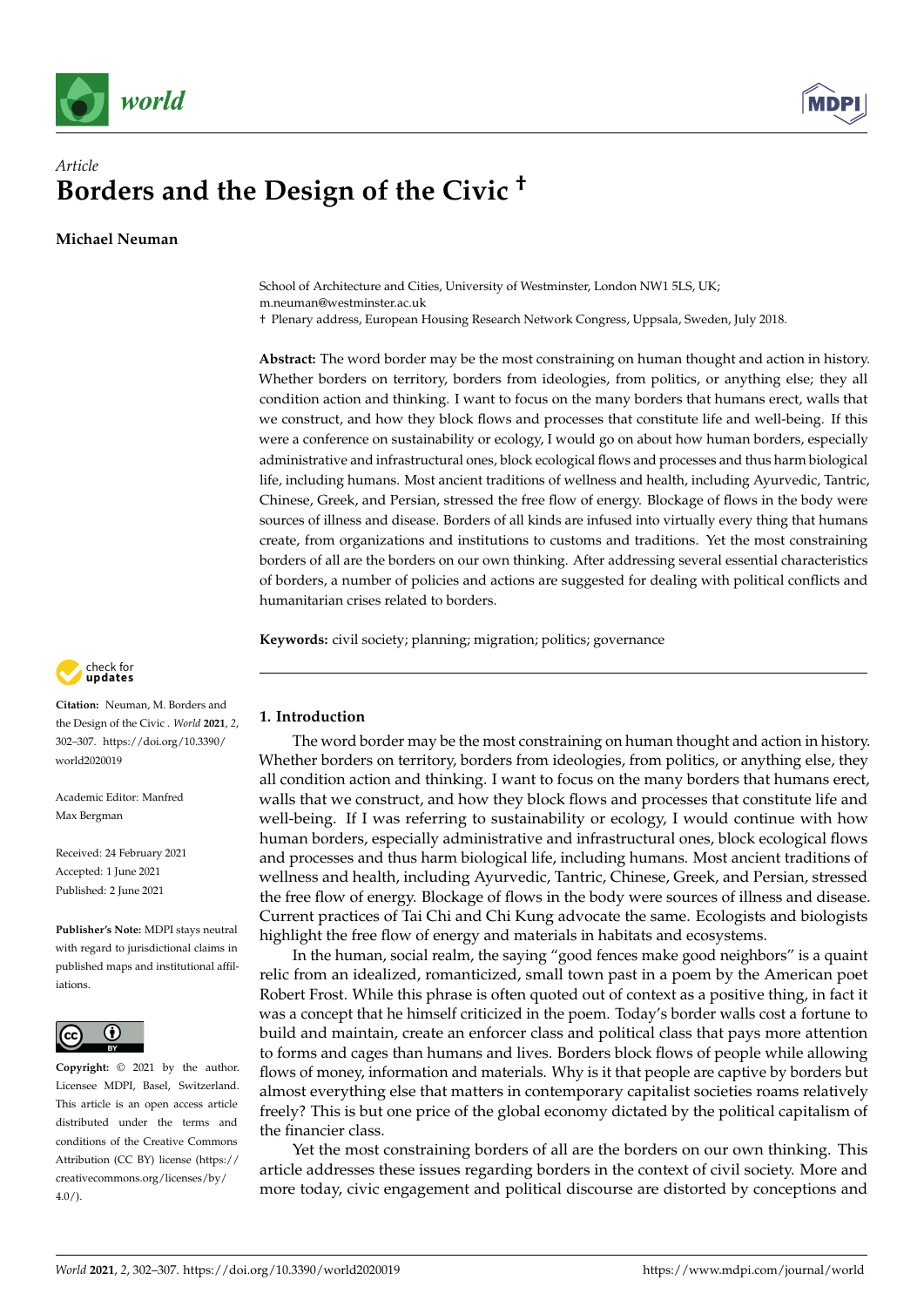*Article*

# Borders and the Design of the Civic †

**Michael Neuman**

School of Architecture and Cities, University of Westminster, London NW1 5LS, UK; m.neuman@westminster.ac.uk

† Plenary address, European Housing Research Network Congress, Uppsala, Sweden, July 2018.

**Abstract:** The word border may be the most constraining on human thought and action in history. Whether borders on territory, borders from ideologies, from politics, or anything else; they all condition action and thinking. I want to focus on the many borders that humans erect, walls that we construct, and how they block flows and processes that constitute life and well-being. If this were a conference on sustainability or ecology, I would go on about how human borders, especially administrative and infrastructural ones, block ecological flows and processes and thus harm biological life, including humans. Most ancient traditions of wellness and health, including Ayurvedic, Tantric, Chinese, Greek, and Persian, stressed the free flow of energy. Blockage of flows in the body were sources of illness and disease. Borders of all kinds are infused into virtually every thing that humans create, from organizations and institutions to customs and traditions. Yet the most constraining borders of all are the borders on our own thinking. After addressing several essential characteristics of borders, a number of policies and actions are suggested for dealing with political conflicts and humanitarian crises related to borders.

**Keywords:** civil society; planning; migration; politics; governance

**Citation:** Neuman, M. Borders and the Design of the Civic. *World* **2021**, *2*, 302–307. https://doi.org/10.3390/world2020019

Academic Editor: Manfred Max Bergman

Received: 24 February 2021
Accepted: 1 June 2021
Published: 2 June 2021

**Publisher's Note:** MDPI stays neutral with regard to jurisdictional claims in published maps and institutional affiliations.

**Copyright:** © 2021 by the author. Licensee MDPI, Basel, Switzerland. This article is an open access article distributed under the terms and conditions of the Creative Commons Attribution (CC BY) license (https://creativecommons.org/licenses/by/4.0/).

## 1. Introduction

The word border may be the most constraining on human thought and action in history. Whether borders on territory, borders from ideologies, from politics, or anything else, they all condition action and thinking. I want to focus on the many borders that humans erect, walls that we construct, and how they block flows and processes that constitute life and well-being. If I was referring to sustainability or ecology, I would continue with how human borders, especially administrative and infrastructural ones, block ecological flows and processes and thus harm biological life, including humans. Most ancient traditions of wellness and health, including Ayurvedic, Tantric, Chinese, Greek, and Persian, stressed the free flow of energy. Blockage of flows in the body were sources of illness and disease. Current practices of Tai Chi and Chi Kung advocate the same. Ecologists and biologists highlight the free flow of energy and materials in habitats and ecosystems.

In the human, social realm, the saying "good fences make good neighbors" is a quaint relic from an idealized, romanticized, small town past in a poem by the American poet Robert Frost. While this phrase is often quoted out of context as a positive thing, in fact it was a concept that he himself criticized in the poem. Today's border walls cost a fortune to build and maintain, create an enforcer class and political class that pays more attention to forms and cages than humans and lives. Borders block flows of people while allowing flows of money, information and materials. Why is it that people are captive by borders but almost everything else that matters in contemporary capitalist societies roams relatively freely? This is but one price of the global economy dictated by the political capitalism of the financier class.

Yet the most constraining borders of all are the borders on our own thinking. This article addresses these issues regarding borders in the context of civil society. More and more today, civic engagement and political discourse are distorted by conceptions and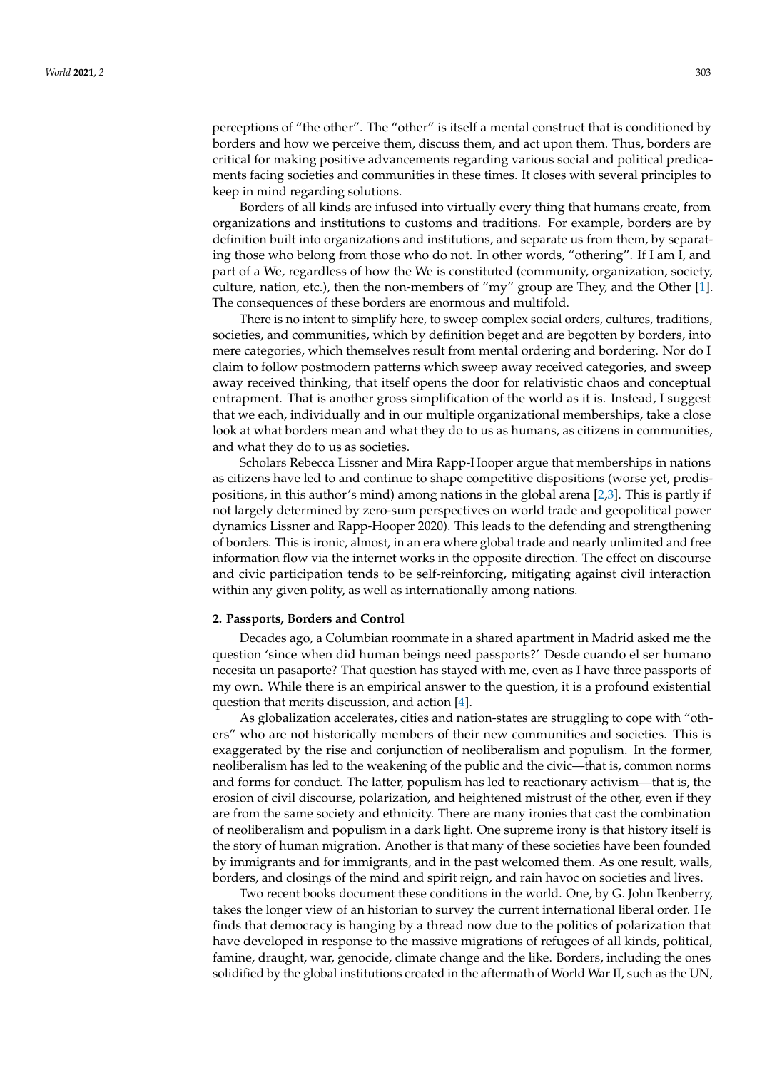perceptions of "the other". The "other" is itself a mental construct that is conditioned by borders and how we perceive them, discuss them, and act upon them. Thus, borders are critical for making positive advancements regarding various social and political predicaments facing societies and communities in these times. It closes with several principles to keep in mind regarding solutions.

Borders of all kinds are infused into virtually every thing that humans create, from organizations and institutions to customs and traditions. For example, borders are by definition built into organizations and institutions, and separate us from them, by separating those who belong from those who do not. In other words, "othering". If I am I, and part of a We, regardless of how the We is constituted (community, organization, society, culture, nation, etc.), then the non-members of "my" group are They, and the Other [1]. The consequences of these borders are enormous and multifold.

There is no intent to simplify here, to sweep complex social orders, cultures, traditions, societies, and communities, which by definition beget and are begotten by borders, into mere categories, which themselves result from mental ordering and bordering. Nor do I claim to follow postmodern patterns which sweep away received categories, and sweep away received thinking, that itself opens the door for relativistic chaos and conceptual entrapment. That is another gross simplification of the world as it is. Instead, I suggest that we each, individually and in our multiple organizational memberships, take a close look at what borders mean and what they do to us as humans, as citizens in communities, and what they do to us as societies.

Scholars Rebecca Lissner and Mira Rapp-Hooper argue that memberships in nations as citizens have led to and continue to shape competitive dispositions (worse yet, predispositions, in this author's mind) among nations in the global arena [2,3]. This is partly if not largely determined by zero-sum perspectives on world trade and geopolitical power dynamics Lissner and Rapp-Hooper 2020). This leads to the defending and strengthening of borders. This is ironic, almost, in an era where global trade and nearly unlimited and free information flow via the internet works in the opposite direction. The effect on discourse and civic participation tends to be self-reinforcing, mitigating against civil interaction within any given polity, as well as internationally among nations.

## 2. Passports, Borders and Control

Decades ago, a Columbian roommate in a shared apartment in Madrid asked me the question 'since when did human beings need passports?' Desde cuando el ser humano necesita un pasaporte? That question has stayed with me, even as I have three passports of my own. While there is an empirical answer to the question, it is a profound existential question that merits discussion, and action [4].

As globalization accelerates, cities and nation-states are struggling to cope with "others" who are not historically members of their new communities and societies. This is exaggerated by the rise and conjunction of neoliberalism and populism. In the former, neoliberalism has led to the weakening of the public and the civic—that is, common norms and forms for conduct. The latter, populism has led to reactionary activism—that is, the erosion of civil discourse, polarization, and heightened mistrust of the other, even if they are from the same society and ethnicity. There are many ironies that cast the combination of neoliberalism and populism in a dark light. One supreme irony is that history itself is the story of human migration. Another is that many of these societies have been founded by immigrants and for immigrants, and in the past welcomed them. As one result, walls, borders, and closings of the mind and spirit reign, and rain havoc on societies and lives.

Two recent books document these conditions in the world. One, by G. John Ikenberry, takes the longer view of an historian to survey the current international liberal order. He finds that democracy is hanging by a thread now due to the politics of polarization that have developed in response to the massive migrations of refugees of all kinds, political, famine, draught, war, genocide, climate change and the like. Borders, including the ones solidified by the global institutions created in the aftermath of World War II, such as the UN,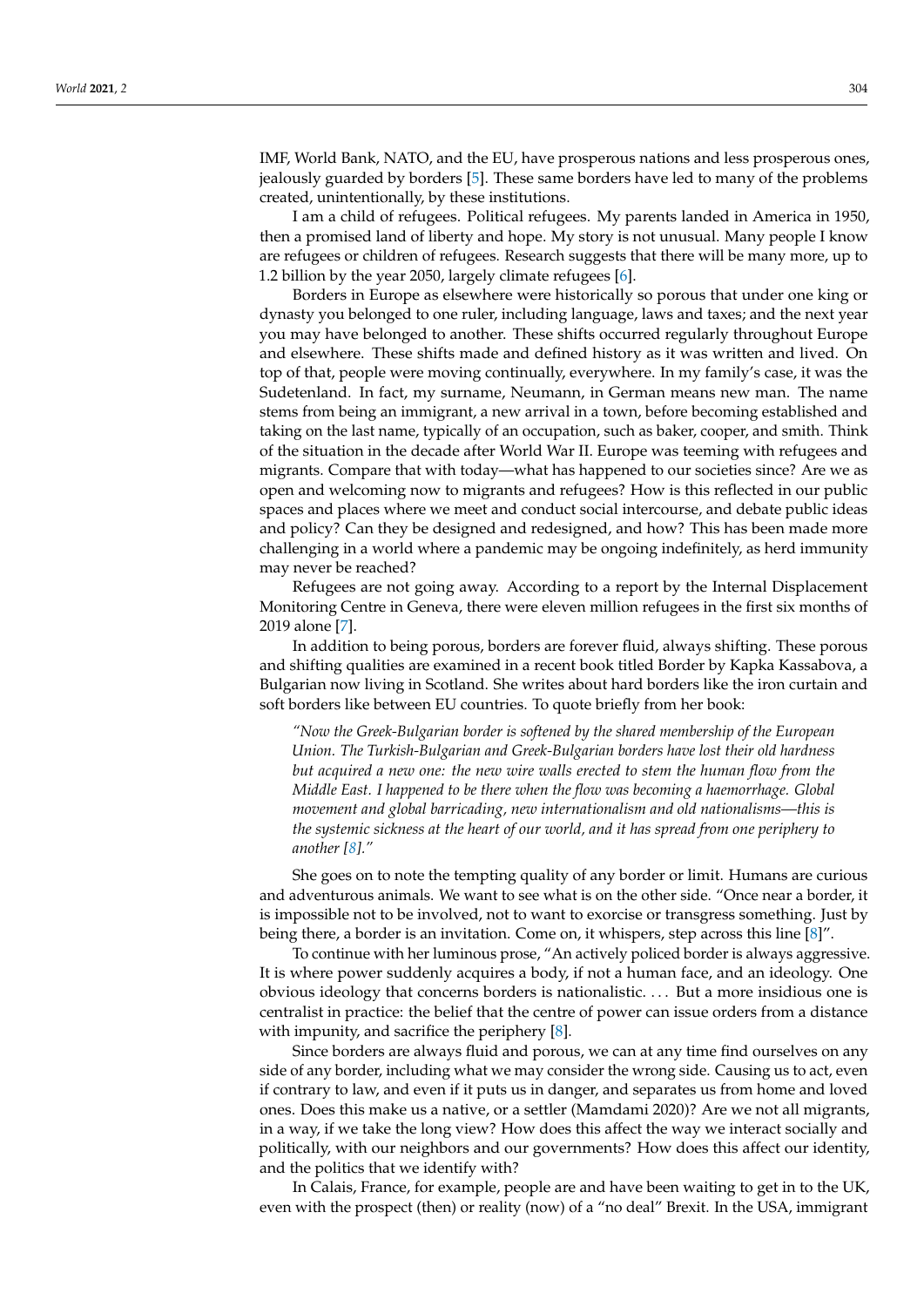IMF, World Bank, NATO, and the EU, have prosperous nations and less prosperous ones, jealously guarded by borders [5]. These same borders have led to many of the problems created, unintentionally, by these institutions.

I am a child of refugees. Political refugees. My parents landed in America in 1950, then a promised land of liberty and hope. My story is not unusual. Many people I know are refugees or children of refugees. Research suggests that there will be many more, up to 1.2 billion by the year 2050, largely climate refugees [6].

Borders in Europe as elsewhere were historically so porous that under one king or dynasty you belonged to one ruler, including language, laws and taxes; and the next year you may have belonged to another. These shifts occurred regularly throughout Europe and elsewhere. These shifts made and defined history as it was written and lived. On top of that, people were moving continually, everywhere. In my family's case, it was the Sudetenland. In fact, my surname, Neumann, in German means new man. The name stems from being an immigrant, a new arrival in a town, before becoming established and taking on the last name, typically of an occupation, such as baker, cooper, and smith. Think of the situation in the decade after World War II. Europe was teeming with refugees and migrants. Compare that with today—what has happened to our societies since? Are we as open and welcoming now to migrants and refugees? How is this reflected in our public spaces and places where we meet and conduct social intercourse, and debate public ideas and policy? Can they be designed and redesigned, and how? This has been made more challenging in a world where a pandemic may be ongoing indefinitely, as herd immunity may never be reached?

Refugees are not going away. According to a report by the Internal Displacement Monitoring Centre in Geneva, there were eleven million refugees in the first six months of 2019 alone [7].

In addition to being porous, borders are forever fluid, always shifting. These porous and shifting qualities are examined in a recent book titled Border by Kapka Kassabova, a Bulgarian now living in Scotland. She writes about hard borders like the iron curtain and soft borders like between EU countries. To quote briefly from her book:

> *"Now the Greek-Bulgarian border is softened by the shared membership of the European Union. The Turkish-Bulgarian and Greek-Bulgarian borders have lost their old hardness but acquired a new one: the new wire walls erected to stem the human flow from the Middle East. I happened to be there when the flow was becoming a haemorrhage. Global movement and global barricading, new internationalism and old nationalisms—this is the systemic sickness at the heart of our world, and it has spread from one periphery to another [8]."*

She goes on to note the tempting quality of any border or limit. Humans are curious and adventurous animals. We want to see what is on the other side. "Once near a border, it is impossible not to be involved, not to want to exorcise or transgress something. Just by being there, a border is an invitation. Come on, it whispers, step across this line [8]".

To continue with her luminous prose, "An actively policed border is always aggressive. It is where power suddenly acquires a body, if not a human face, and an ideology. One obvious ideology that concerns borders is nationalistic. . . . But a more insidious one is centralist in practice: the belief that the centre of power can issue orders from a distance with impunity, and sacrifice the periphery [8].

Since borders are always fluid and porous, we can at any time find ourselves on any side of any border, including what we may consider the wrong side. Causing us to act, even if contrary to law, and even if it puts us in danger, and separates us from home and loved ones. Does this make us a native, or a settler (Mamdami 2020)? Are we not all migrants, in a way, if we take the long view? How does this affect the way we interact socially and politically, with our neighbors and our governments? How does this affect our identity, and the politics that we identify with?

In Calais, France, for example, people are and have been waiting to get in to the UK, even with the prospect (then) or reality (now) of a "no deal" Brexit. In the USA, immigrant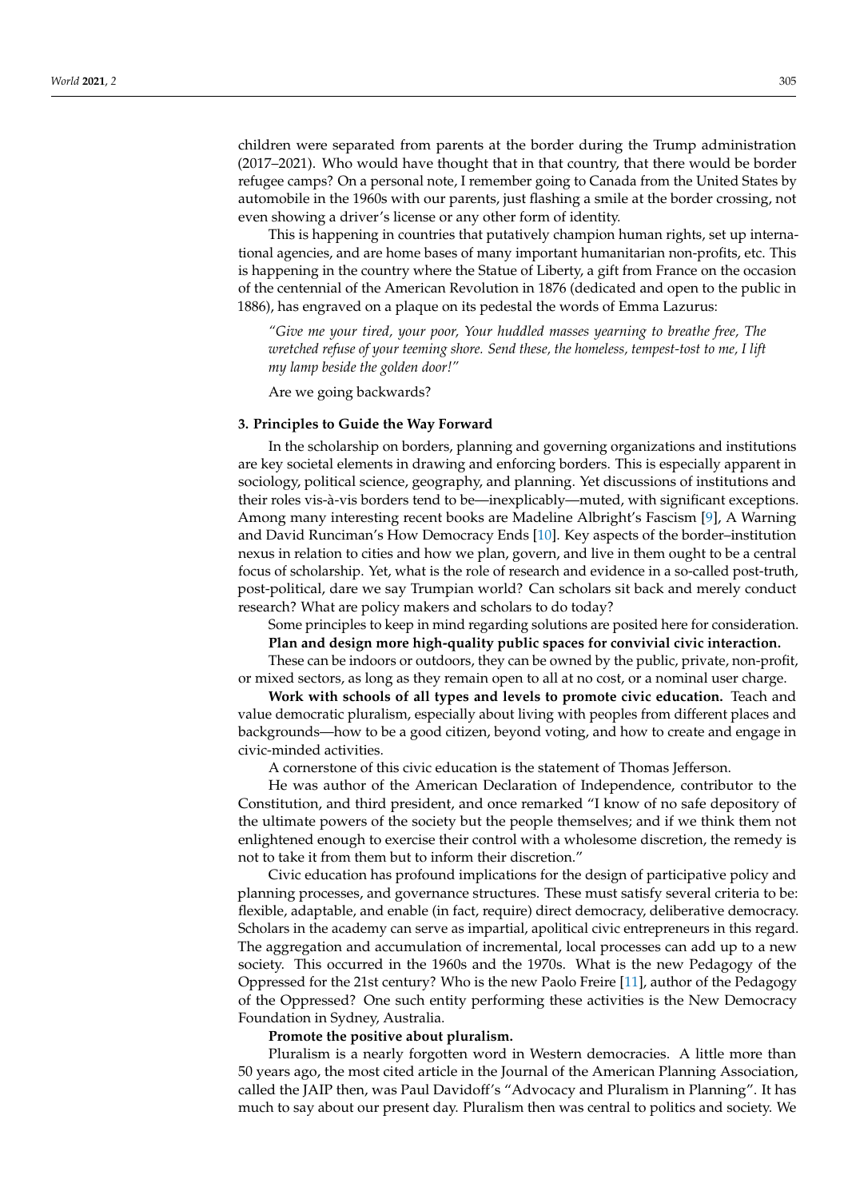children were separated from parents at the border during the Trump administration (2017–2021). Who would have thought that in that country, that there would be border refugee camps? On a personal note, I remember going to Canada from the United States by automobile in the 1960s with our parents, just flashing a smile at the border crossing, not even showing a driver's license or any other form of identity.

This is happening in countries that putatively champion human rights, set up international agencies, and are home bases of many important humanitarian non-profits, etc. This is happening in the country where the Statue of Liberty, a gift from France on the occasion of the centennial of the American Revolution in 1876 (dedicated and open to the public in 1886), has engraved on a plaque on its pedestal the words of Emma Lazurus:

> *"Give me your tired, your poor, Your huddled masses yearning to breathe free, The wretched refuse of your teeming shore. Send these, the homeless, tempest-tost to me, I lift my lamp beside the golden door!"*

Are we going backwards?

## 3. Principles to Guide the Way Forward

In the scholarship on borders, planning and governing organizations and institutions are key societal elements in drawing and enforcing borders. This is especially apparent in sociology, political science, geography, and planning. Yet discussions of institutions and their roles vis-à-vis borders tend to be—inexplicably—muted, with significant exceptions. Among many interesting recent books are Madeline Albright's Fascism [9], A Warning and David Runciman's How Democracy Ends [10]. Key aspects of the border–institution nexus in relation to cities and how we plan, govern, and live in them ought to be a central focus of scholarship. Yet, what is the role of research and evidence in a so-called post-truth, post-political, dare we say Trumpian world? Can scholars sit back and merely conduct research? What are policy makers and scholars to do today?

Some principles to keep in mind regarding solutions are posited here for consideration.

**Plan and design more high-quality public spaces for convivial civic interaction.**

These can be indoors or outdoors, they can be owned by the public, private, non-profit, or mixed sectors, as long as they remain open to all at no cost, or a nominal user charge.

**Work with schools of all types and levels to promote civic education.** Teach and value democratic pluralism, especially about living with peoples from different places and backgrounds—how to be a good citizen, beyond voting, and how to create and engage in civic-minded activities.

A cornerstone of this civic education is the statement of Thomas Jefferson.

He was author of the American Declaration of Independence, contributor to the Constitution, and third president, and once remarked "I know of no safe depository of the ultimate powers of the society but the people themselves; and if we think them not enlightened enough to exercise their control with a wholesome discretion, the remedy is not to take it from them but to inform their discretion."

Civic education has profound implications for the design of participative policy and planning processes, and governance structures. These must satisfy several criteria to be: flexible, adaptable, and enable (in fact, require) direct democracy, deliberative democracy. Scholars in the academy can serve as impartial, apolitical civic entrepreneurs in this regard. The aggregation and accumulation of incremental, local processes can add up to a new society. This occurred in the 1960s and the 1970s. What is the new Pedagogy of the Oppressed for the 21st century? Who is the new Paolo Freire [11], author of the Pedagogy of the Oppressed? One such entity performing these activities is the New Democracy Foundation in Sydney, Australia.

**Promote the positive about pluralism.**

Pluralism is a nearly forgotten word in Western democracies. A little more than 50 years ago, the most cited article in the Journal of the American Planning Association, called the JAIP then, was Paul Davidoff's "Advocacy and Pluralism in Planning". It has much to say about our present day. Pluralism then was central to politics and society. We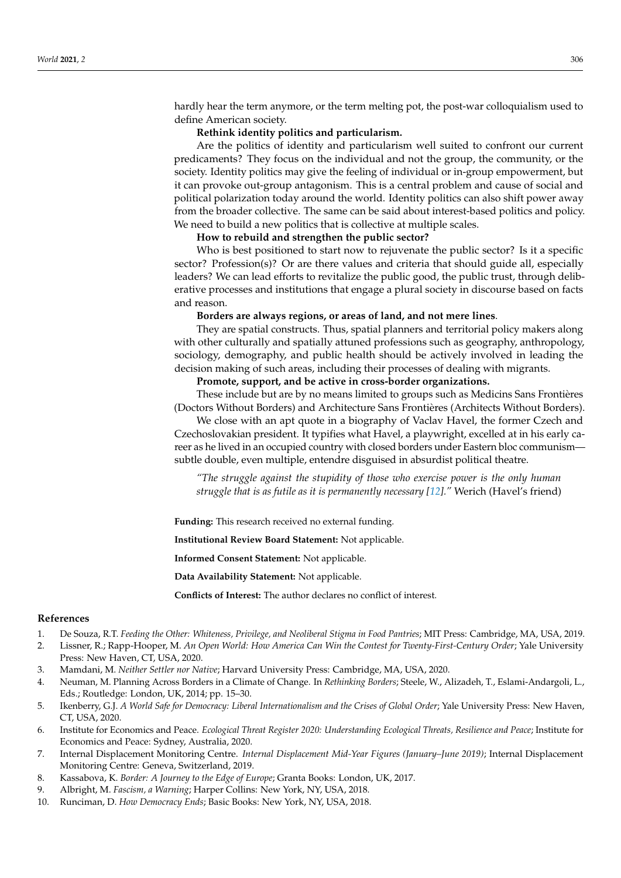hardly hear the term anymore, or the term melting pot, the post-war colloquialism used to define American society.

**Rethink identity politics and particularism.**

Are the politics of identity and particularism well suited to confront our current predicaments? They focus on the individual and not the group, the community, or the society. Identity politics may give the feeling of individual or in-group empowerment, but it can provoke out-group antagonism. This is a central problem and cause of social and political polarization today around the world. Identity politics can also shift power away from the broader collective. The same can be said about interest-based politics and policy. We need to build a new politics that is collective at multiple scales.

**How to rebuild and strengthen the public sector?**

Who is best positioned to start now to rejuvenate the public sector? Is it a specific sector? Profession(s)? Or are there values and criteria that should guide all, especially leaders? We can lead efforts to revitalize the public good, the public trust, through deliberative processes and institutions that engage a plural society in discourse based on facts and reason.

**Borders are always regions, or areas of land, and not mere lines**.

They are spatial constructs. Thus, spatial planners and territorial policy makers along with other culturally and spatially attuned professions such as geography, anthropology, sociology, demography, and public health should be actively involved in leading the decision making of such areas, including their processes of dealing with migrants.

**Promote, support, and be active in cross-border organizations.**

These include but are by no means limited to groups such as Medicins Sans Frontières (Doctors Without Borders) and Architecture Sans Frontières (Architects Without Borders).

We close with an apt quote in a biography of Vaclav Havel, the former Czech and Czechoslovakian president. It typifies what Havel, a playwright, excelled at in his early career as he lived in an occupied country with closed borders under Eastern bloc communism—subtle double, even multiple, entendre disguised in absurdist political theatre.

> *"The struggle against the stupidity of those who exercise power is the only human struggle that is as futile as it is permanently necessary [12]."* Werich (Havel's friend)

**Funding:** This research received no external funding.

**Institutional Review Board Statement:** Not applicable.

**Informed Consent Statement:** Not applicable.

**Data Availability Statement:** Not applicable.

**Conflicts of Interest:** The author declares no conflict of interest.

## References

1. De Souza, R.T. *Feeding the Other: Whiteness, Privilege, and Neoliberal Stigma in Food Pantries*; MIT Press: Cambridge, MA, USA, 2019.
2. Lissner, R.; Rapp-Hooper, M. *An Open World: How America Can Win the Contest for Twenty-First-Century Order*; Yale University Press: New Haven, CT, USA, 2020.
3. Mamdani, M. *Neither Settler nor Native*; Harvard University Press: Cambridge, MA, USA, 2020.
4. Neuman, M. Planning Across Borders in a Climate of Change. In *Rethinking Borders*; Steele, W., Alizadeh, T., Eslami-Andargoli, L., Eds.; Routledge: London, UK, 2014; pp. 15–30.
5. Ikenberry, G.J. *A World Safe for Democracy: Liberal Internationalism and the Crises of Global Order*; Yale University Press: New Haven, CT, USA, 2020.
6. Institute for Economics and Peace. *Ecological Threat Register 2020: Understanding Ecological Threats, Resilience and Peace*; Institute for Economics and Peace: Sydney, Australia, 2020.
7. Internal Displacement Monitoring Centre. *Internal Displacement Mid-Year Figures (January–June 2019)*; Internal Displacement Monitoring Centre: Geneva, Switzerland, 2019.
8. Kassabova, K. *Border: A Journey to the Edge of Europe*; Granta Books: London, UK, 2017.
9. Albright, M. *Fascism, a Warning*; Harper Collins: New York, NY, USA, 2018.
10. Runciman, D. *How Democracy Ends*; Basic Books: New York, NY, USA, 2018.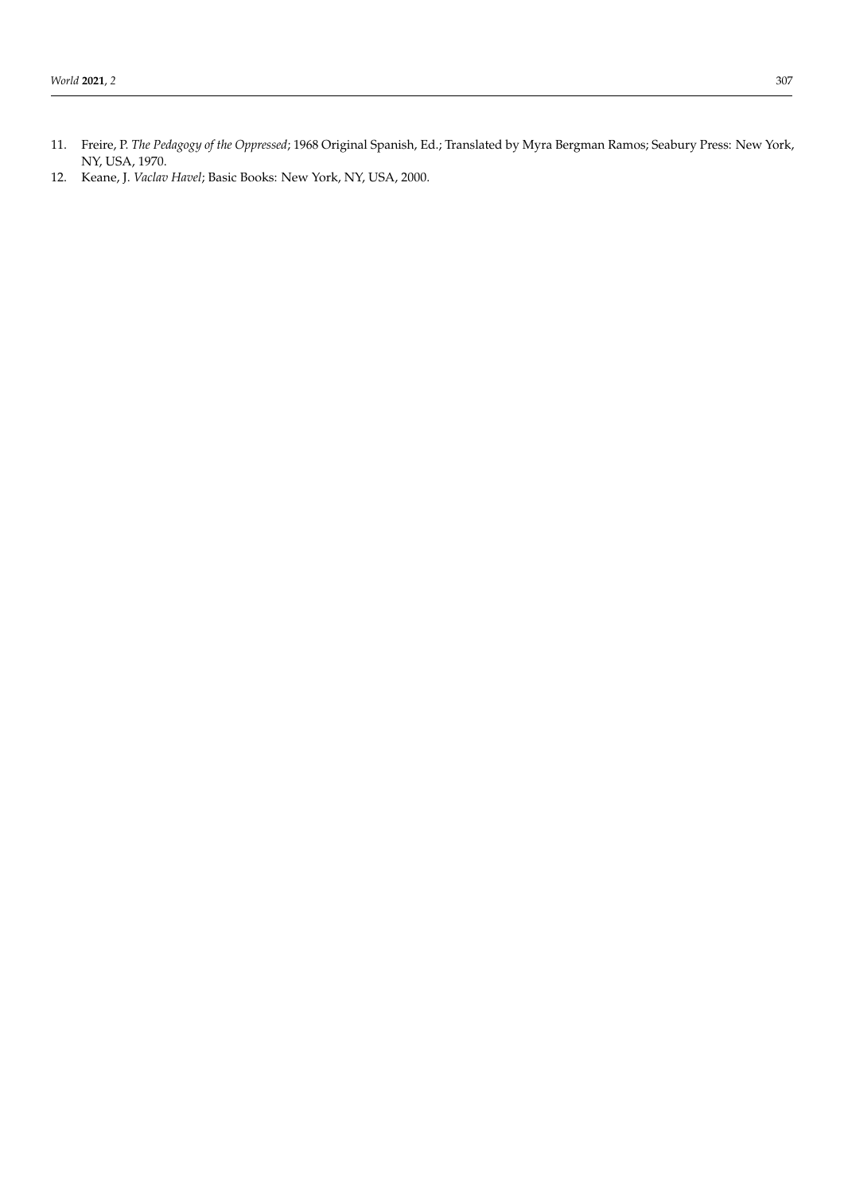11. Freire, P. *The Pedagogy of the Oppressed*; 1968 Original Spanish, Ed.; Translated by Myra Bergman Ramos; Seabury Press: New York, NY, USA, 1970.
12. Keane, J. *Vaclav Havel*; Basic Books: New York, NY, USA, 2000.